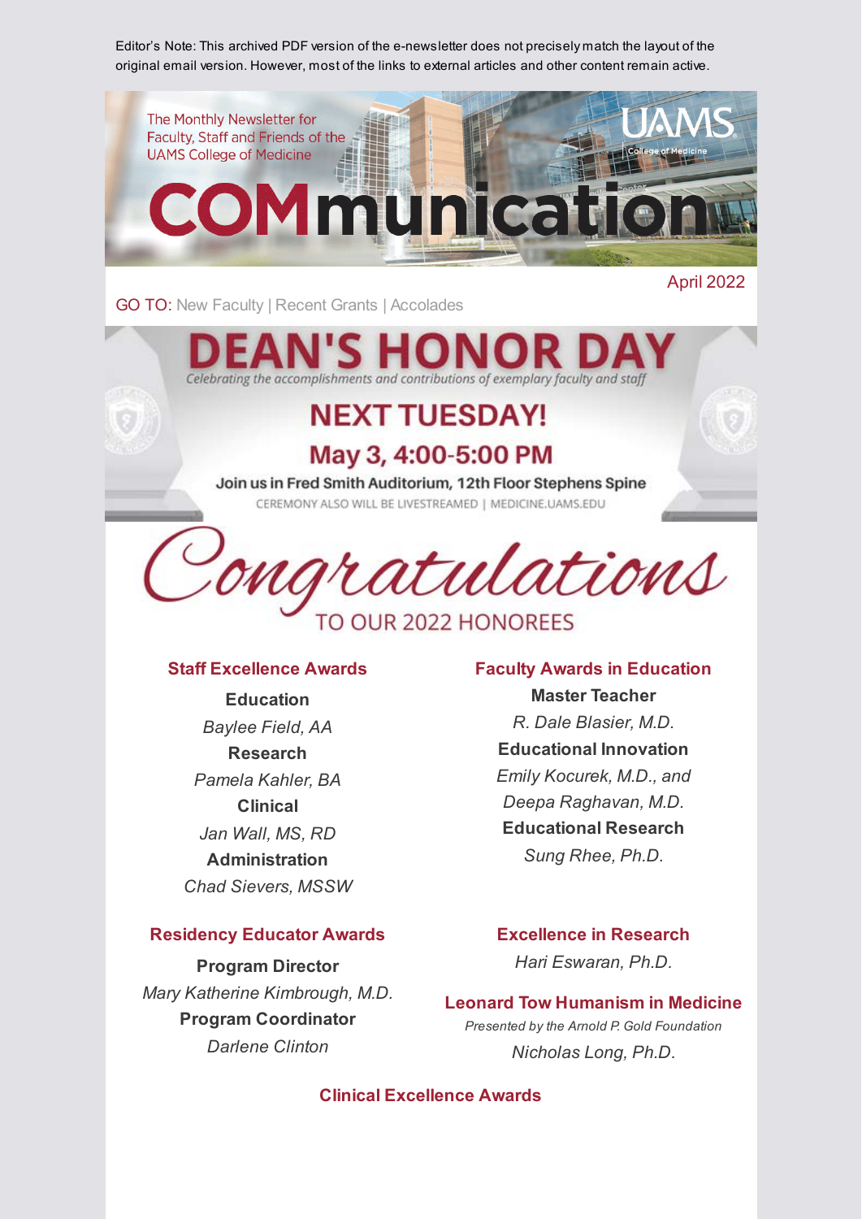Editor's Note: This archived PDF version of the e-newsletter does not precisely match the layout of the original email version. However, most of the links to external articles and other content remain active.

The Monthly Newsletter for Faculty, Staff and Friends of the UAMS College of Medicine

# COMmunication

UAMS College of Medicine

April 2022

GO TO: New Faculty | Recent Grants | Accolades

# DEAN'S HONOR DAY

*Celebrating the accomplishments and contributions of exemplary faculty and staff*

## NEXT TUESDAY!

## May 3, 4:00-5:00 PM

Join us in Fred Smith Auditorium, 12th Floor Stephens Spine

CEREMONY ALSO WILL BE LIVESTREAMED | MEDICINE.UAMS.EDU

# Congratulations

TO OUR 2022 HONOREES

### Staff Excellence Awards

**Education**
*Baylee Field, AA*

**Research**
*Pamela Kahler, BA*

**Clinical**
*Jan Wall, MS, RD*

**Administration**
*Chad Sievers, MSSW*

### Faculty Awards in Education

**Master Teacher**
*R. Dale Blasier, M.D.*

**Educational Innovation**
*Emily Kocurek, M.D., and Deepa Raghavan, M.D.*

**Educational Research**
*Sung Rhee, Ph.D.*

### Residency Educator Awards

**Program Director**
*Mary Katherine Kimbrough, M.D.*

**Program Coordinator**
*Darlene Clinton*

### Excellence in Research

*Hari Eswaran, Ph.D.*

### Leonard Tow Humanism in Medicine

*Presented by the Arnold P. Gold Foundation*

*Nicholas Long, Ph.D.*

### Clinical Excellence Awards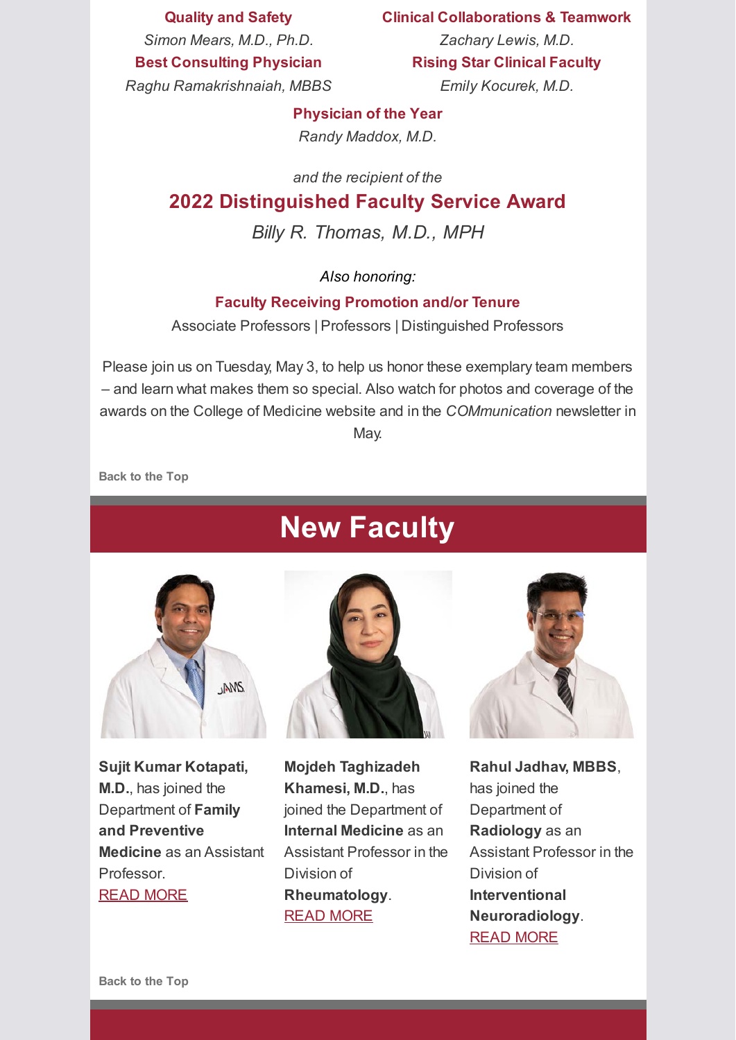**Quality and Safety**
*Simon Mears, M.D., Ph.D.*

**Clinical Collaborations & Teamwork**
*Zachary Lewis, M.D.*

**Best Consulting Physician**
*Raghu Ramakrishnaiah, MBBS*

**Rising Star Clinical Faculty**
*Emily Kocurek, M.D.*

**Physician of the Year**
*Randy Maddox, M.D.*

*and the recipient of the*

## 2022 Distinguished Faculty Service Award

*Billy R. Thomas, M.D., MPH*

*Also honoring:*

**Faculty Receiving Promotion and/or Tenure**

Associate Professors | Professors | Distinguished Professors

Please join us on Tuesday, May 3, to help us honor these exemplary team members – and learn what makes them so special. Also watch for photos and coverage of the awards on the College of Medicine website and in the *COMmunication* newsletter in May.

**Back to the Top**

# New Faculty

**Sujit Kumar Kotapati, M.D.**, has joined the Department of **Family and Preventive Medicine** as an Assistant Professor.
READ MORE

**Mojdeh Taghizadeh Khamesi, M.D.**, has joined the Department of **Internal Medicine** as an Assistant Professor in the Division of **Rheumatology**.
READ MORE

**Rahul Jadhav, MBBS**, has joined the Department of **Radiology** as an Assistant Professor in the Division of **Interventional Neuroradiology**.
READ MORE

**Back to the Top**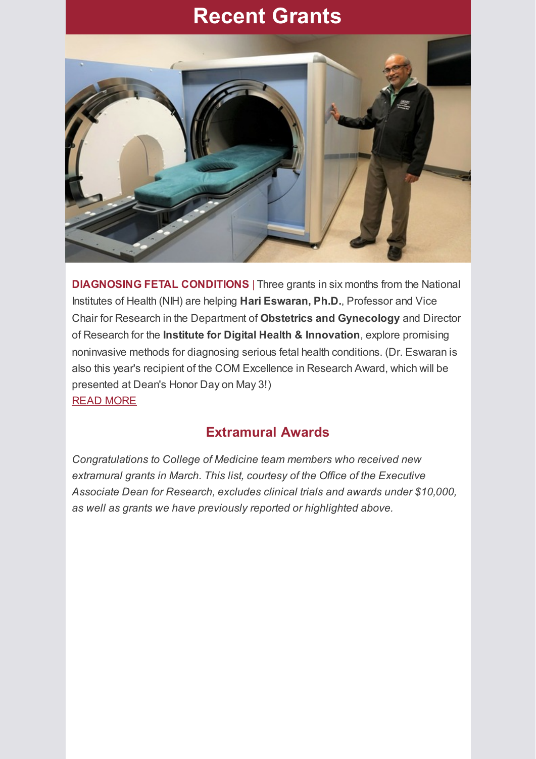# Recent Grants

**DIAGNOSING FETAL CONDITIONS** | Three grants in six months from the National Institutes of Health (NIH) are helping **Hari Eswaran, Ph.D.**, Professor and Vice Chair for Research in the Department of **Obstetrics and Gynecology** and Director of Research for the **Institute for Digital Health & Innovation**, explore promising noninvasive methods for diagnosing serious fetal health conditions. (Dr. Eswaran is also this year's recipient of the COM Excellence in Research Award, which will be presented at Dean's Honor Day on May 3!)

READ MORE

## Extramural Awards

*Congratulations to College of Medicine team members who received new extramural grants in March. This list, courtesy of the Office of the Executive Associate Dean for Research, excludes clinical trials and awards under $10,000, as well as grants we have previously reported or highlighted above.*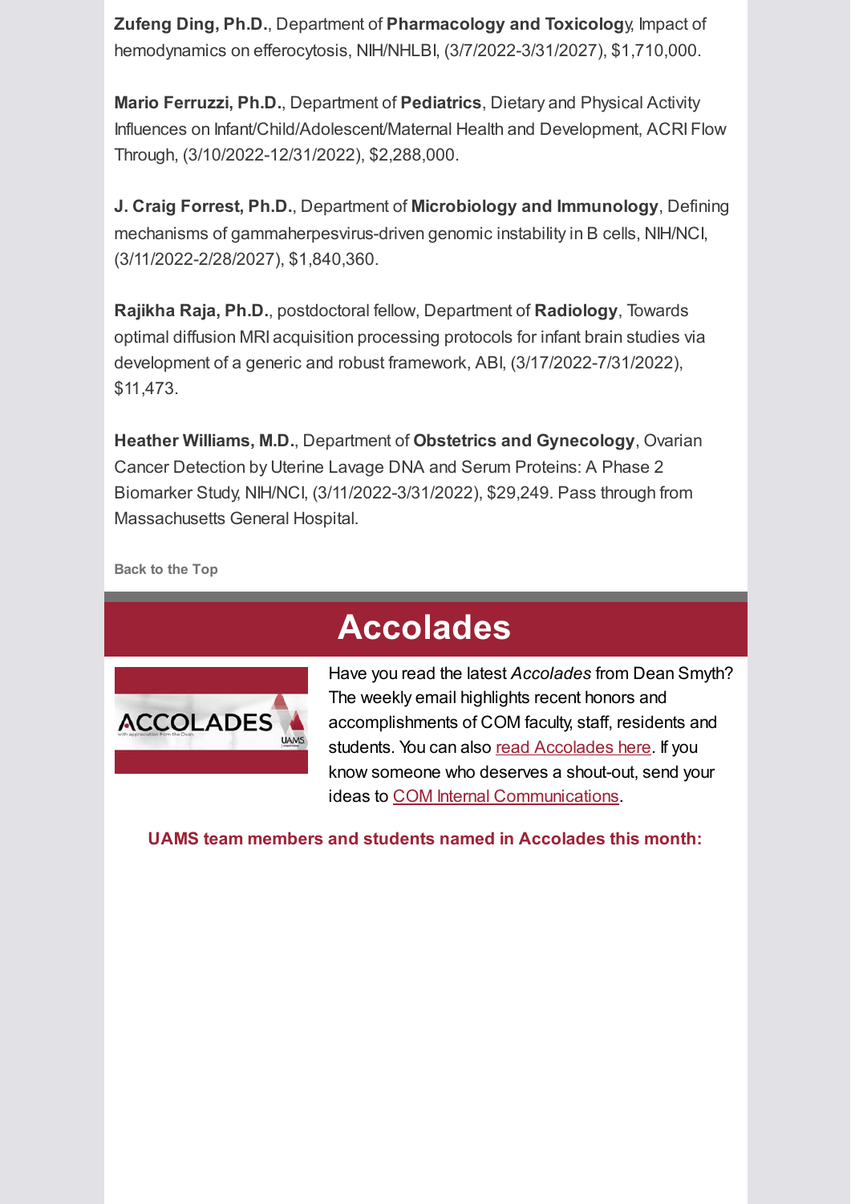**Zufeng Ding, Ph.D.**, Department of **Pharmacology and Toxicolog**y, Impact of hemodynamics on efferocytosis, NIH/NHLBI, (3/7/2022-3/31/2027), $1,710,000.

**Mario Ferruzzi, Ph.D.**, Department of **Pediatrics**, Dietary and Physical Activity Influences on Infant/Child/Adolescent/Maternal Health and Development, ACRI Flow Through, (3/10/2022-12/31/2022), $2,288,000.

**J. Craig Forrest, Ph.D.**, Department of **Microbiology and Immunology**, Defining mechanisms of gammaherpesvirus-driven genomic instability in B cells, NIH/NCI, (3/11/2022-2/28/2027), $1,840,360.

**Rajikha Raja, Ph.D.**, postdoctoral fellow, Department of **Radiology**, Towards optimal diffusion MRI acquisition processing protocols for infant brain studies via development of a generic and robust framework, ABI, (3/17/2022-7/31/2022), $11,473.

**Heather Williams, M.D.**, Department of **Obstetrics and Gynecology**, Ovarian Cancer Detection by Uterine Lavage DNA and Serum Proteins: A Phase 2 Biomarker Study, NIH/NCI, (3/11/2022-3/31/2022), $29,249. Pass through from Massachusetts General Hospital.

Back to the Top

# Accolades

Have you read the latest *Accolades* from Dean Smyth? The weekly email highlights recent honors and accomplishments of COM faculty, staff, residents and students. You can also read Accolades here. If you know someone who deserves a shout-out, send your ideas to COM Internal Communications.

**UAMS team members and students named in Accolades this month:**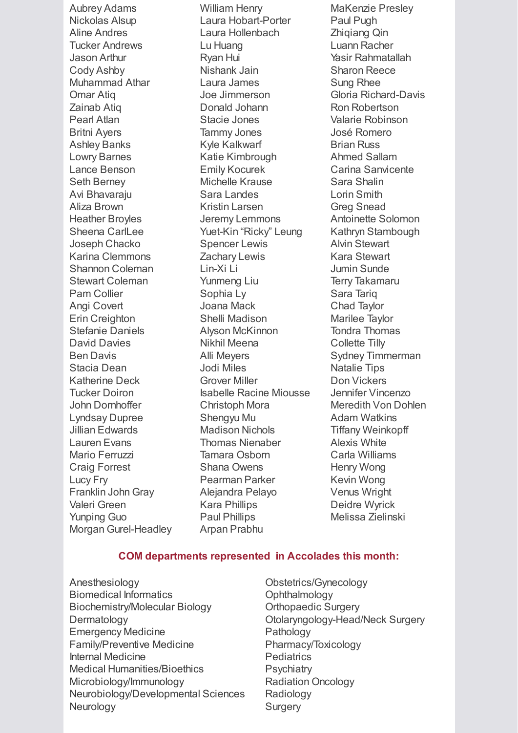Aubrey Adams
Nickolas Alsup
Aline Andres
Tucker Andrews
Jason Arthur
Cody Ashby
Muhammad Athar
Omar Atiq
Zainab Atiq
Pearl Atlan
Britni Ayers
Ashley Banks
Lowry Barnes
Lance Benson
Seth Berney
Avi Bhavaraju
Aliza Brown
Heather Broyles
Sheena CarlLee
Joseph Chacko
Karina Clemmons
Shannon Coleman
Stewart Coleman
Pam Collier
Angi Covert
Erin Creighton
Stefanie Daniels
David Davies
Ben Davis
Stacia Dean
Katherine Deck
Tucker Doiron
John Dornhoffer
Lyndsay Dupree
Jillian Edwards
Lauren Evans
Mario Ferruzzi
Craig Forrest
Lucy Fry
Franklin John Gray
Valeri Green
Yunping Guo
Morgan Gurel-Headley
William Henry
Laura Hobart-Porter
Laura Hollenbach
Lu Huang
Ryan Hui
Nishank Jain
Laura James
Joe Jimmerson
Donald Johann
Stacie Jones
Tammy Jones
Kyle Kalkwarf
Katie Kimbrough
Emily Kocurek
Michelle Krause
Sara Landes
Kristin Larsen
Jeremy Lemmons
Yuet-Kin “Ricky” Leung
Spencer Lewis
Zachary Lewis
Lin-Xi Li
Yunmeng Liu
Sophia Ly
Joana Mack
Shelli Madison
Alyson McKinnon
Nikhil Meena
Alli Meyers
Jodi Miles
Grover Miller
Isabelle Racine Miousse
Christoph Mora
Shengyu Mu
Madison Nichols
Thomas Nienaber
Tamara Osborn
Shana Owens
Pearman Parker
Alejandra Pelayo
Kara Phillips
Paul Phillips
Arpan Prabhu
MaKenzie Presley
Paul Pugh
Zhiqiang Qin
Luann Racher
Yasir Rahmatallah
Sharon Reece
Sung Rhee
Gloria Richard-Davis
Ron Robertson
Valarie Robinson
José Romero
Brian Russ
Ahmed Sallam
Carina Sanvicente
Sara Shalin
Lorin Smith
Greg Snead
Antoinette Solomon
Kathryn Stambough
Alvin Stewart
Kara Stewart
Jumin Sunde
Terry Takamaru
Sara Tariq
Chad Taylor
Marilee Taylor
Tondra Thomas
Collette Tilly
Sydney Timmerman
Natalie Tips
Don Vickers
Jennifer Vincenzo
Meredith Von Dohlen
Adam Watkins
Tiffany Weinkopff
Alexis White
Carla Williams
Henry Wong
Kevin Wong
Venus Wright
Deidre Wyrick
Melissa Zielinski

**COM departments represented in Accolades this month:**

Anesthesiology
Biomedical Informatics
Biochemistry/Molecular Biology
Dermatology
Emergency Medicine
Family/Preventive Medicine
Internal Medicine
Medical Humanities/Bioethics
Microbiology/Immunology
Neurobiology/Developmental Sciences
Neurology
Obstetrics/Gynecology
Ophthalmology
Orthopaedic Surgery
Otolaryngology-Head/Neck Surgery
Pathology
Pharmacy/Toxicology
Pediatrics
Psychiatry
Radiation Oncology
Radiology
Surgery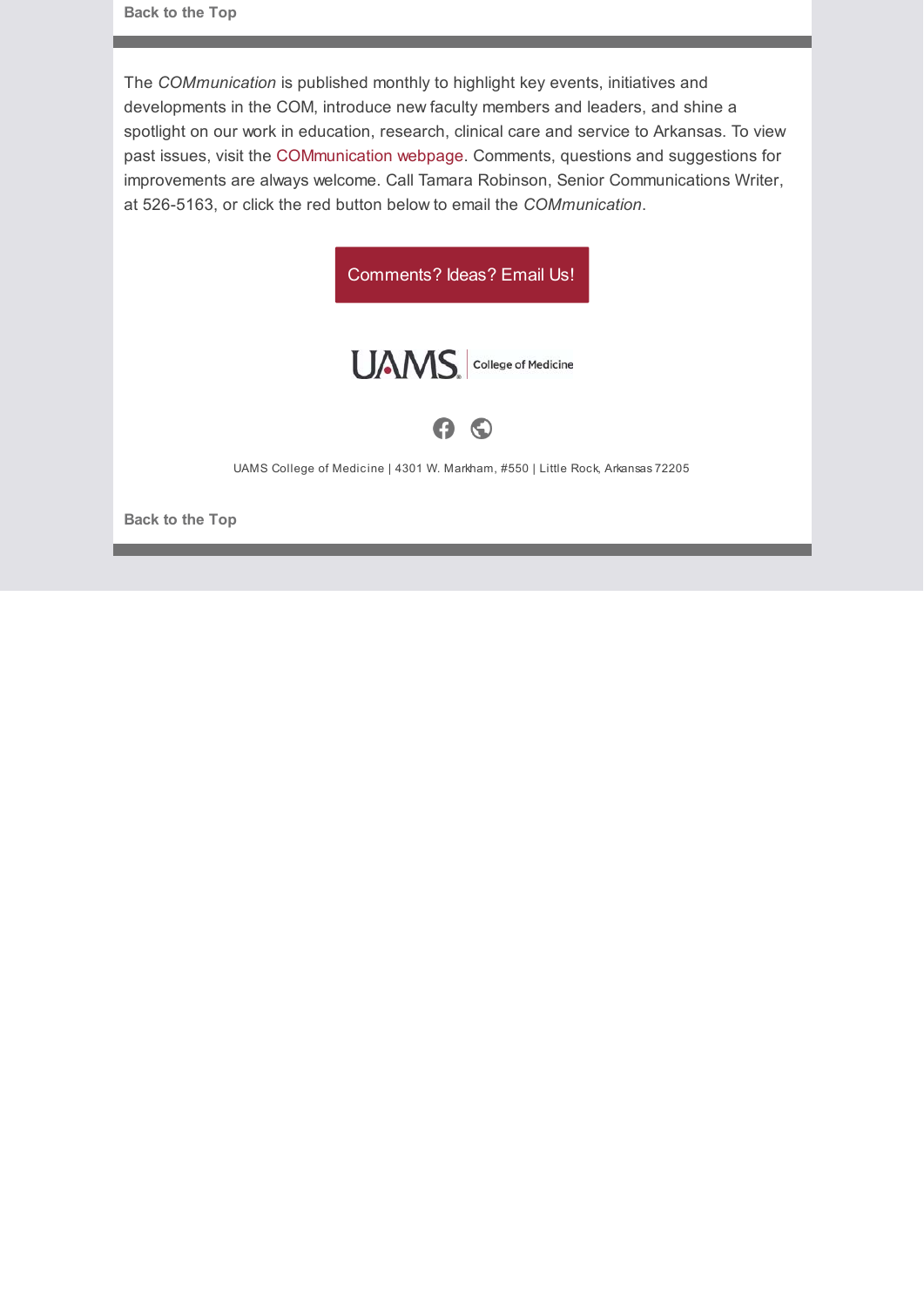Back to the Top

The *COMmunication* is published monthly to highlight key events, initiatives and developments in the COM, introduce new faculty members and leaders, and shine a spotlight on our work in education, research, clinical care and service to Arkansas. To view past issues, visit the COMmunication webpage. Comments, questions and suggestions for improvements are always welcome. Call Tamara Robinson, Senior Communications Writer, at 526-5163, or click the red button below to email the *COMmunication*.

Comments? Ideas? Email Us!

UAMS | College of Medicine

UAMS College of Medicine | 4301 W. Markham, #550 | Little Rock, Arkansas 72205

Back to the Top